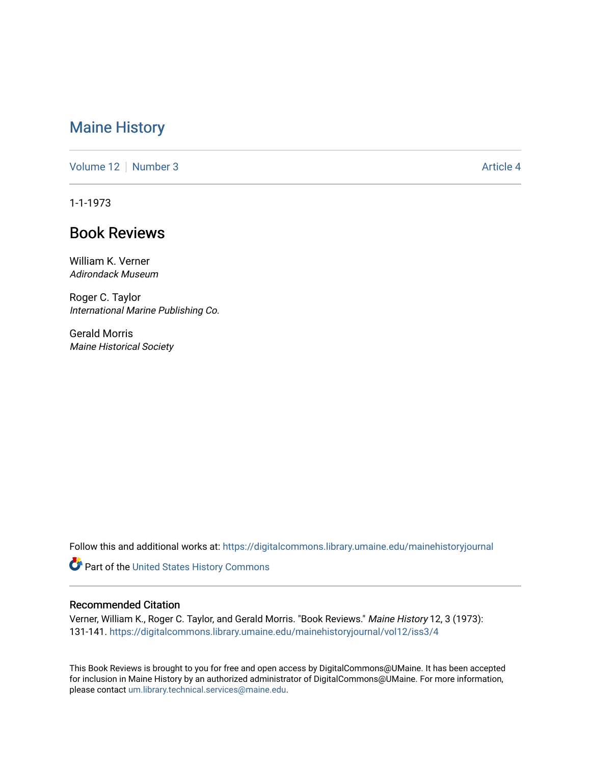# Maine History

Volume 12 | Number 3 | Article 4

1-1-1973

## Book Reviews

William K. Verner
*Adirondack Museum*

Roger C. Taylor
*International Marine Publishing Co.*

Gerald Morris
*Maine Historical Society*

Follow this and additional works at: https://digitalcommons.library.umaine.edu/mainehistoryjournal

Part of the United States History Commons

### Recommended Citation

Verner, William K., Roger C. Taylor, and Gerald Morris. "Book Reviews." *Maine History* 12, 3 (1973): 131-141. https://digitalcommons.library.umaine.edu/mainehistoryjournal/vol12/iss3/4

This Book Reviews is brought to you for free and open access by DigitalCommons@UMaine. It has been accepted for inclusion in Maine History by an authorized administrator of DigitalCommons@UMaine. For more information, please contact um.library.technical.services@maine.edu.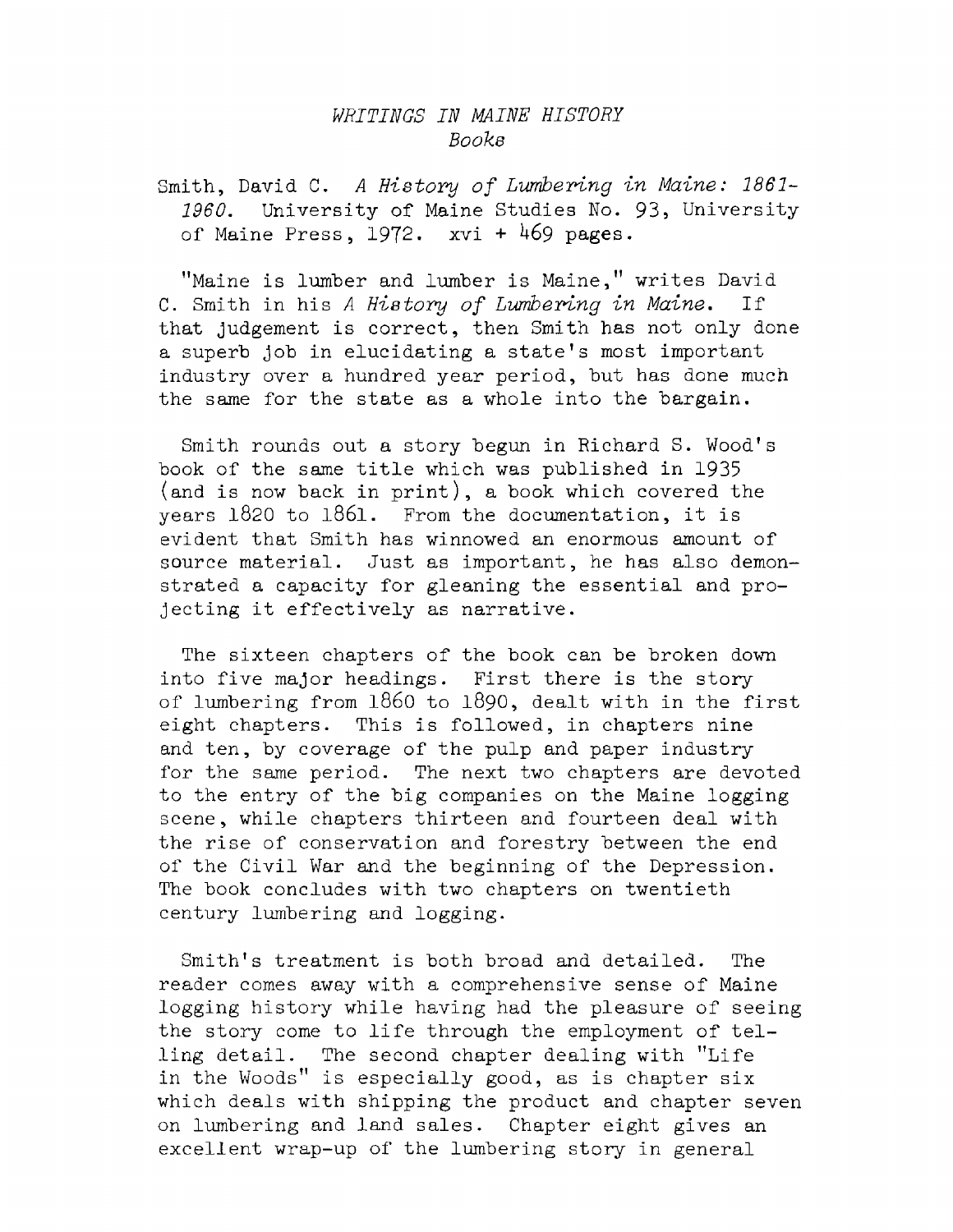## *WRITINGS IN MAINE HISTORY*
### *Books*

Smith, David C. *A History of Lumbering in Maine: 1861-1960.* University of Maine Studies No. 93, University of Maine Press, 1972. xvi + 469 pages.

"Maine is lumber and lumber is Maine," writes David C. Smith in his *A History of Lumbering in Maine.* If that judgement is correct, then Smith has not only done a superb job in elucidating a state's most important industry over a hundred year period, but has done much the same for the state as a whole into the bargain.

Smith rounds out a story begun in Richard S. Wood's book of the same title which was published in 1935 (and is now back in print), a book which covered the years 1820 to 1861. From the documentation, it is evident that Smith has winnowed an enormous amount of source material. Just as important, he has also demonstrated a capacity for gleaning the essential and projecting it effectively as narrative.

The sixteen chapters of the book can be broken down into five major headings. First there is the story of lumbering from 1860 to 1890, dealt with in the first eight chapters. This is followed, in chapters nine and ten, by coverage of the pulp and paper industry for the same period. The next two chapters are devoted to the entry of the big companies on the Maine logging scene, while chapters thirteen and fourteen deal with the rise of conservation and forestry between the end of the Civil War and the beginning of the Depression. The book concludes with two chapters on twentieth century lumbering and logging.

Smith's treatment is both broad and detailed. The reader comes away with a comprehensive sense of Maine logging history while having had the pleasure of seeing the story come to life through the employment of telling detail. The second chapter dealing with "Life in the Woods" is especially good, as is chapter six which deals with shipping the product and chapter seven on lumbering and land sales. Chapter eight gives an excellent wrap-up of the lumbering story in general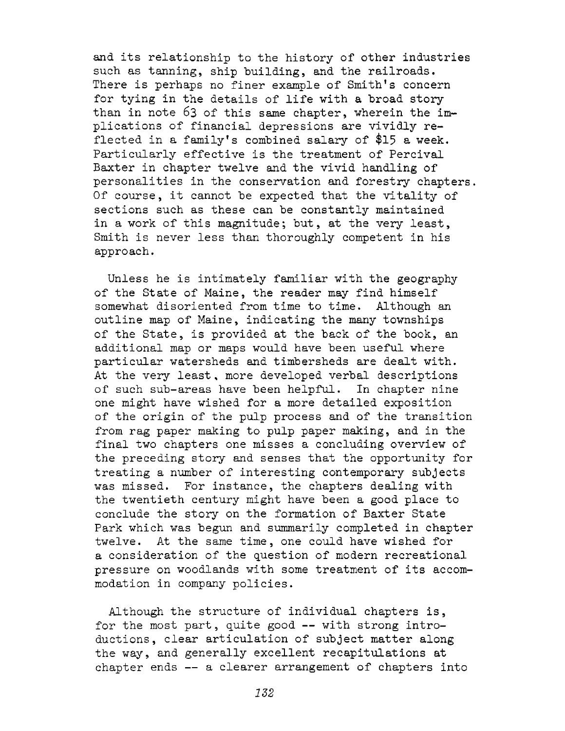and its relationship to the history of other industries such as tanning, ship building, and the railroads. There is perhaps no finer example of Smith's concern for tying in the details of life with a broad story than in note 63 of this same chapter, wherein the implications of financial depressions are vividly reflected in a family's combined salary of $15 a week. Particularly effective is the treatment of Percival Baxter in chapter twelve and the vivid handling of personalities in the conservation and forestry chapters. Of course, it cannot be expected that the vitality of sections such as these can be constantly maintained in a work of this magnitude; but, at the very least, Smith is never less than thoroughly competent in his approach.

Unless he is intimately familiar with the geography of the State of Maine, the reader may find himself somewhat disoriented from time to time. Although an outline map of Maine, indicating the many townships of the State, is provided at the back of the book, an additional map or maps would have been useful where particular watersheds and timbersheds are dealt with. At the very least, more developed verbal descriptions of such sub-areas have been helpful. In chapter nine one might have wished for a more detailed exposition of the origin of the pulp process and of the transition from rag paper making to pulp paper making, and in the final two chapters one misses a concluding overview of the preceding story and senses that the opportunity for treating a number of interesting contemporary subjects was missed. For instance, the chapters dealing with the twentieth century might have been a good place to conclude the story on the formation of Baxter State Park which was begun and summarily completed in chapter twelve. At the same time, one could have wished for a consideration of the question of modern recreational pressure on woodlands with some treatment of its accommodation in company policies.

Although the structure of individual chapters is, for the most part, quite good -- with strong introductions, clear articulation of subject matter along the way, and generally excellent recapitulations at chapter ends -- a clearer arrangement of chapters into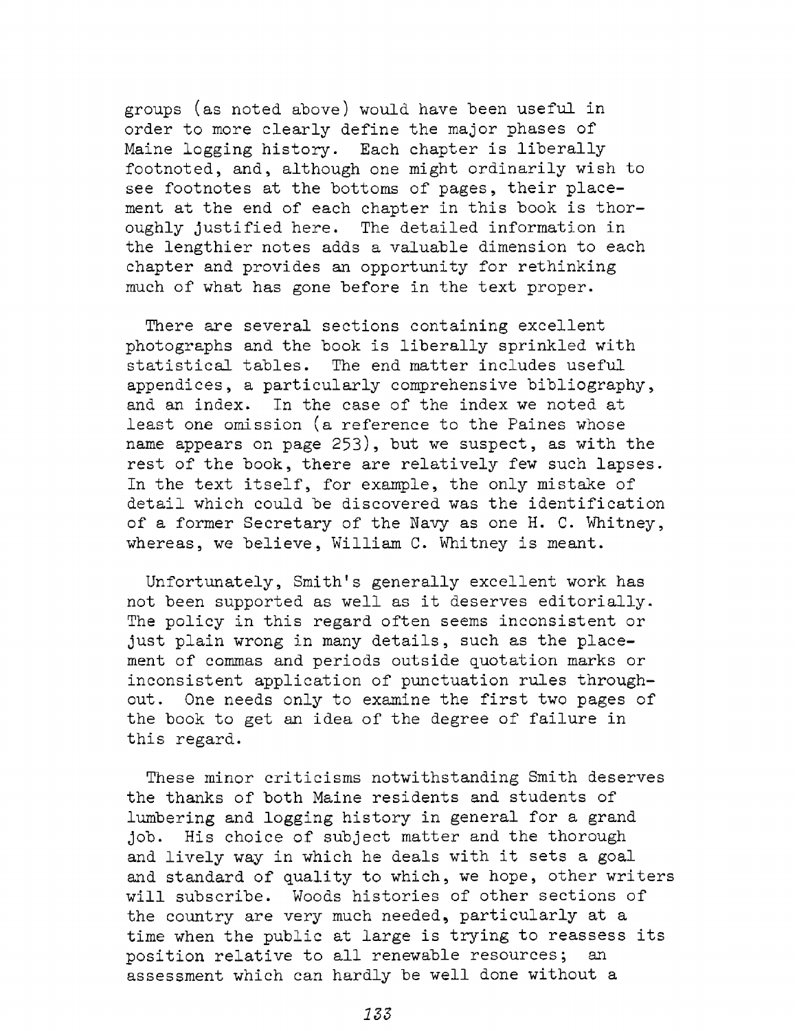groups (as noted above) would have been useful in order to more clearly define the major phases of Maine logging history. Each chapter is liberally footnoted, and, although one might ordinarily wish to see footnotes at the bottoms of pages, their placement at the end of each chapter in this book is thoroughly justified here. The detailed information in the lengthier notes adds a valuable dimension to each chapter and provides an opportunity for rethinking much of what has gone before in the text proper.

There are several sections containing excellent photographs and the book is liberally sprinkled with statistical tables. The end matter includes useful appendices, a particularly comprehensive bibliography, and an index. In the case of the index we noted at least one omission (a reference to the Paines whose name appears on page 253), but we suspect, as with the rest of the book, there are relatively few such lapses. In the text itself, for example, the only mistake of detail which could be discovered was the identification of a former Secretary of the Navy as one H. C. Whitney, whereas, we believe, William C. Whitney is meant.

Unfortunately, Smith's generally excellent work has not been supported as well as it deserves editorially. The policy in this regard often seems inconsistent or just plain wrong in many details, such as the placement of commas and periods outside quotation marks or inconsistent application of punctuation rules throughout. One needs only to examine the first two pages of the book to get an idea of the degree of failure in this regard.

These minor criticisms notwithstanding Smith deserves the thanks of both Maine residents and students of lumbering and logging history in general for a grand job. His choice of subject matter and the thorough and lively way in which he deals with it sets a goal and standard of quality to which, we hope, other writers will subscribe. Woods histories of other sections of the country are very much needed, particularly at a time when the public at large is trying to reassess its position relative to all renewable resources; an assessment which can hardly be well done without a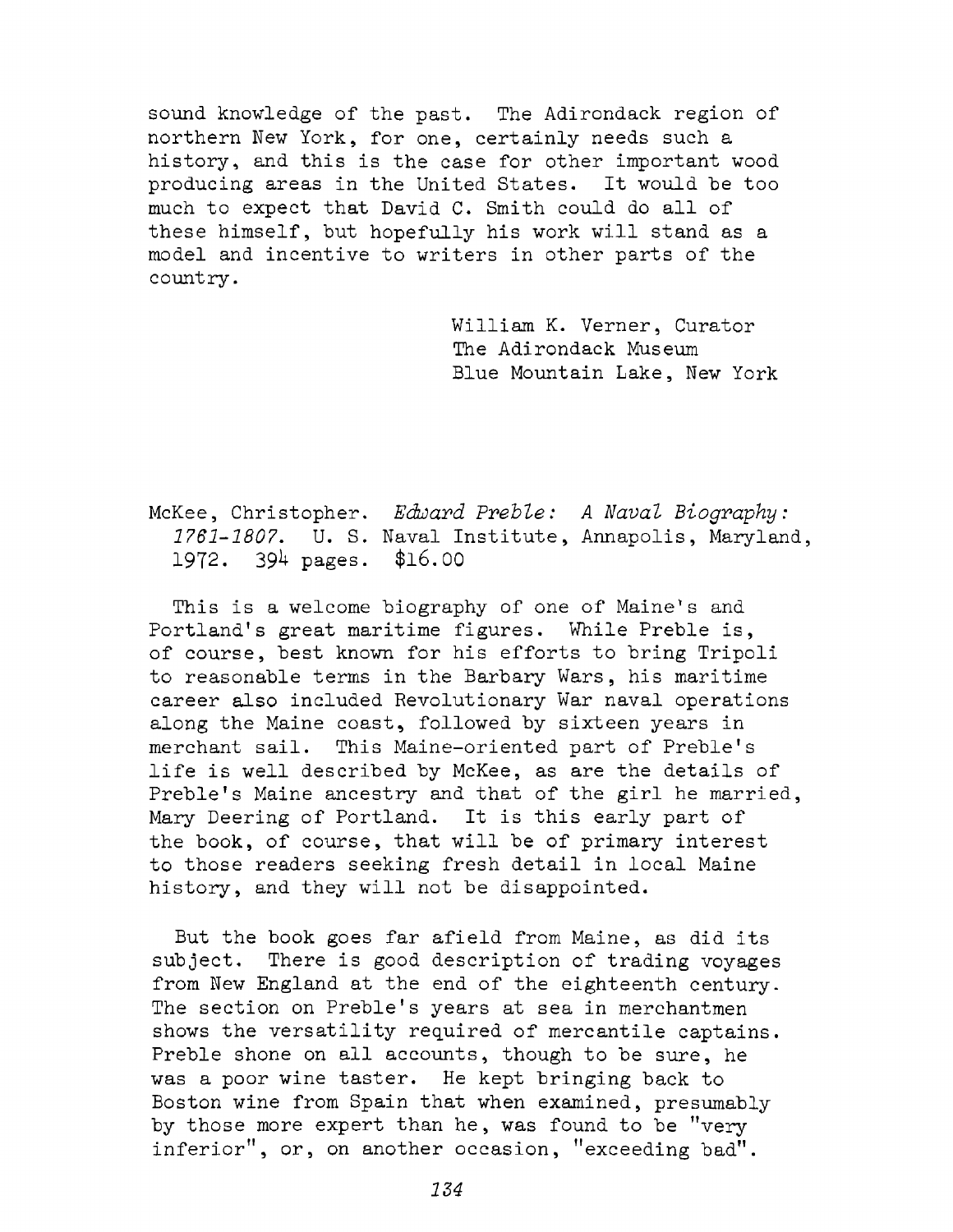sound knowledge of the past. The Adirondack region of northern New York, for one, certainly needs such a history, and this is the case for other important wood producing areas in the United States. It would be too much to expect that David C. Smith could do all of these himself, but hopefully his work will stand as a model and incentive to writers in other parts of the country.

William K. Verner, Curator
The Adirondack Museum
Blue Mountain Lake, New York

McKee, Christopher. *Edward Preble: A Naval Biography: 1761-1807.* U. S. Naval Institute, Annapolis, Maryland, 1972. 394 pages. $16.00

This is a welcome biography of one of Maine's and Portland's great maritime figures. While Preble is, of course, best known for his efforts to bring Tripoli to reasonable terms in the Barbary Wars, his maritime career also included Revolutionary War naval operations along the Maine coast, followed by sixteen years in merchant sail. This Maine-oriented part of Preble's life is well described by McKee, as are the details of Preble's Maine ancestry and that of the girl he married, Mary Deering of Portland. It is this early part of the book, of course, that will be of primary interest to those readers seeking fresh detail in local Maine history, and they will not be disappointed.

But the book goes far afield from Maine, as did its subject. There is good description of trading voyages from New England at the end of the eighteenth century. The section on Preble's years at sea in merchantmen shows the versatility required of mercantile captains. Preble shone on all accounts, though to be sure, he was a poor wine taster. He kept bringing back to Boston wine from Spain that when examined, presumably by those more expert than he, was found to be "very inferior", or, on another occasion, "exceeding bad".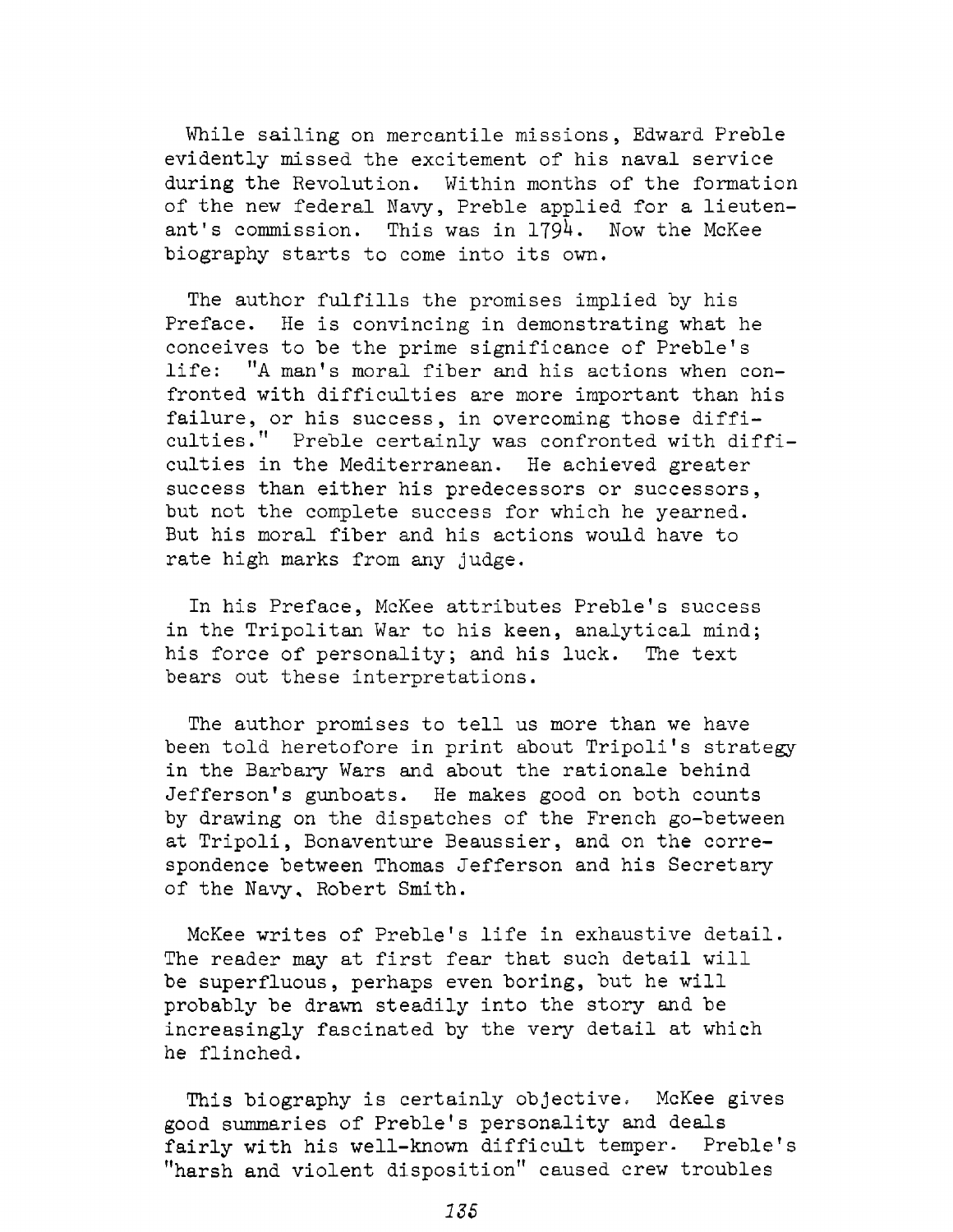While sailing on mercantile missions, Edward Preble evidently missed the excitement of his naval service during the Revolution. Within months of the formation of the new federal Navy, Preble applied for a lieutenant's commission. This was in 1794. Now the McKee biography starts to come into its own.

The author fulfills the promises implied by his Preface. He is convincing in demonstrating what he conceives to be the prime significance of Preble's life: "A man's moral fiber and his actions when confronted with difficulties are more important than his failure, or his success, in overcoming those difficulties." Preble certainly was confronted with difficulties in the Mediterranean. He achieved greater success than either his predecessors or successors, but not the complete success for which he yearned. But his moral fiber and his actions would have to rate high marks from any judge.

In his Preface, McKee attributes Preble's success in the Tripolitan War to his keen, analytical mind; his force of personality; and his luck. The text bears out these interpretations.

The author promises to tell us more than we have been told heretofore in print about Tripoli's strategy in the Barbary Wars and about the rationale behind Jefferson's gunboats. He makes good on both counts by drawing on the dispatches of the French go-between at Tripoli, Bonaventure Beaussier, and on the correspondence between Thomas Jefferson and his Secretary of the Navy, Robert Smith.

McKee writes of Preble's life in exhaustive detail. The reader may at first fear that such detail will be superfluous, perhaps even boring, but he will probably be drawn steadily into the story and be increasingly fascinated by the very detail at which he flinched.

This biography is certainly objective. McKee gives good summaries of Preble's personality and deals fairly with his well-known difficult temper. Preble's "harsh and violent disposition" caused crew troubles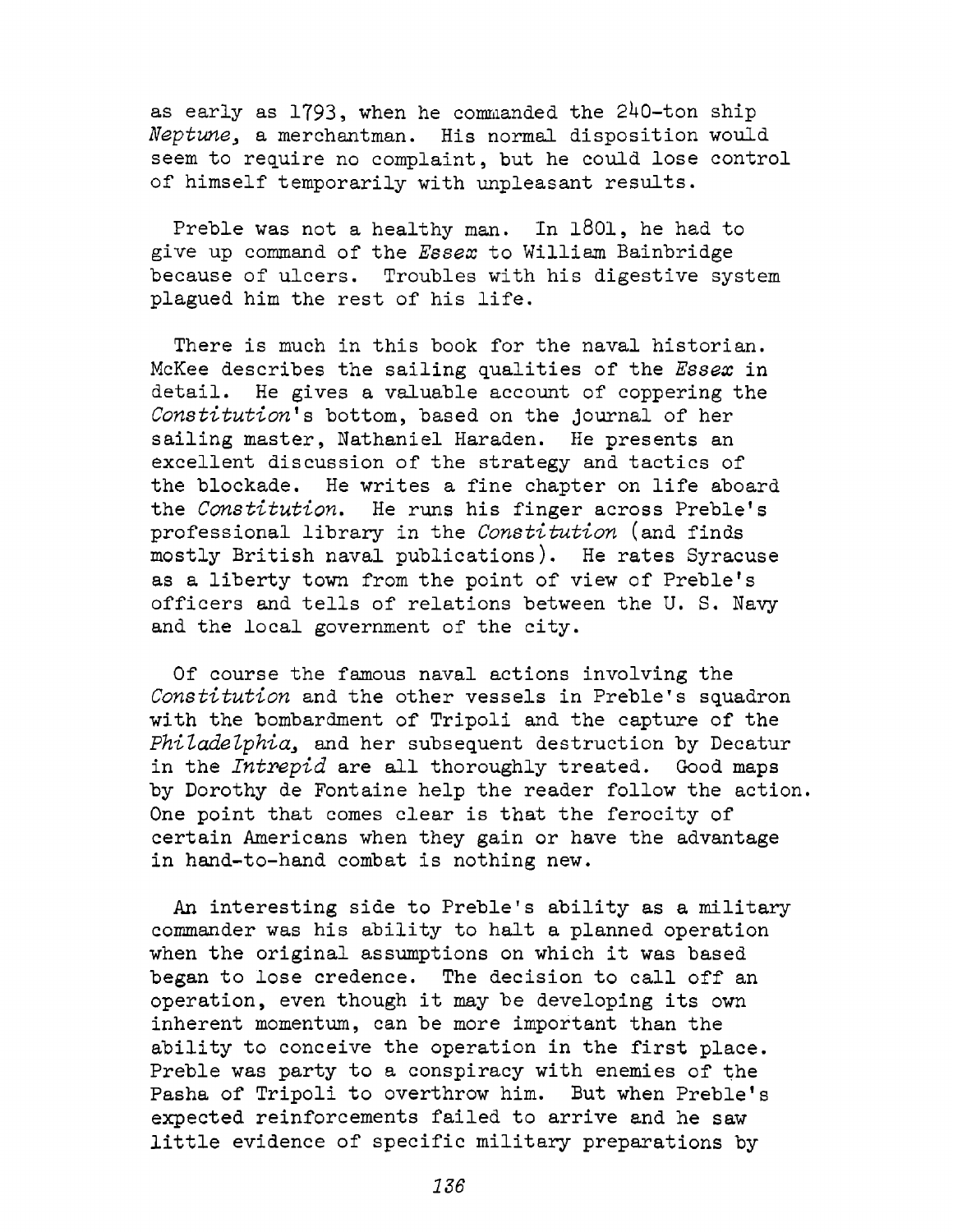as early as 1793, when he commanded the 240-ton ship *Neptune*, a merchantman. His normal disposition would seem to require no complaint, but he could lose control of himself temporarily with unpleasant results.

Preble was not a healthy man. In 1801, he had to give up command of the *Essex* to William Bainbridge because of ulcers. Troubles with his digestive system plagued him the rest of his life.

There is much in this book for the naval historian. McKee describes the sailing qualities of the *Essex* in detail. He gives a valuable account of coppering the *Constitution*'s bottom, based on the journal of her sailing master, Nathaniel Haraden. He presents an excellent discussion of the strategy and tactics of the blockade. He writes a fine chapter on life aboard the *Constitution*. He runs his finger across Preble's professional library in the *Constitution* (and finds mostly British naval publications). He rates Syracuse as a liberty town from the point of view of Preble's officers and tells of relations between the U. S. Navy and the local government of the city.

Of course the famous naval actions involving the *Constitution* and the other vessels in Preble's squadron with the bombardment of Tripoli and the capture of the *Philadelphia*, and her subsequent destruction by Decatur in the *Intrepid* are all thoroughly treated. Good maps by Dorothy de Fontaine help the reader follow the action. One point that comes clear is that the ferocity of certain Americans when they gain or have the advantage in hand-to-hand combat is nothing new.

An interesting side to Preble's ability as a military commander was his ability to halt a planned operation when the original assumptions on which it was based began to lose credence. The decision to call off an operation, even though it may be developing its own inherent momentum, can be more important than the ability to conceive the operation in the first place. Preble was party to a conspiracy with enemies of the Pasha of Tripoli to overthrow him. But when Preble's expected reinforcements failed to arrive and he saw little evidence of specific military preparations by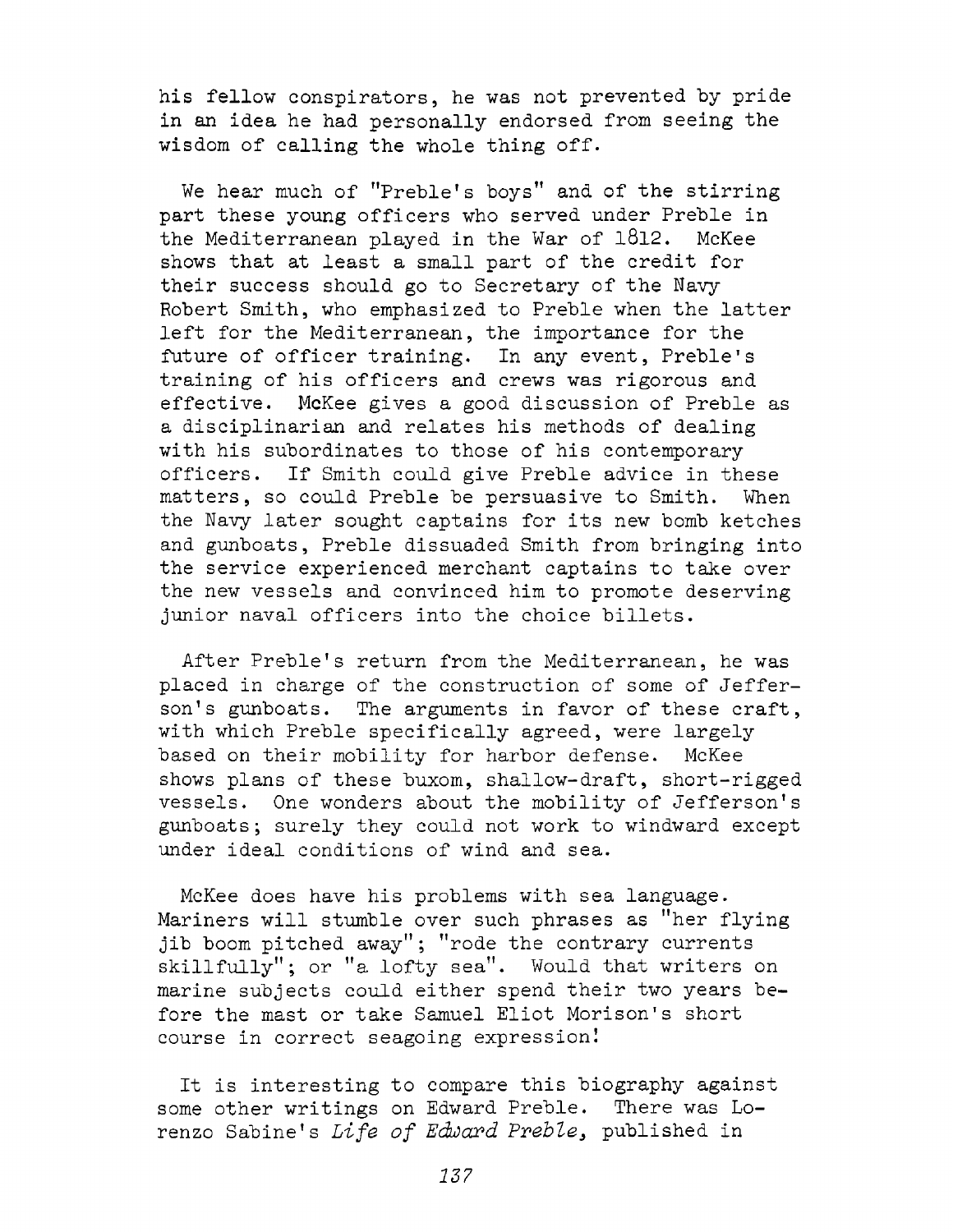his fellow conspirators, he was not prevented by pride in an idea he had personally endorsed from seeing the wisdom of calling the whole thing off.

We hear much of "Preble's boys" and of the stirring part these young officers who served under Preble in the Mediterranean played in the War of 1812. McKee shows that at least a small part of the credit for their success should go to Secretary of the Navy Robert Smith, who emphasized to Preble when the latter left for the Mediterranean, the importance for the future of officer training. In any event, Preble's training of his officers and crews was rigorous and effective. McKee gives a good discussion of Preble as a disciplinarian and relates his methods of dealing with his subordinates to those of his contemporary officers. If Smith could give Preble advice in these matters, so could Preble be persuasive to Smith. When the Navy later sought captains for its new bomb ketches and gunboats, Preble dissuaded Smith from bringing into the service experienced merchant captains to take over the new vessels and convinced him to promote deserving junior naval officers into the choice billets.

After Preble's return from the Mediterranean, he was placed in charge of the construction of some of Jefferson's gunboats. The arguments in favor of these craft, with which Preble specifically agreed, were largely based on their mobility for harbor defense. McKee shows plans of these buxom, shallow-draft, short-rigged vessels. One wonders about the mobility of Jefferson's gunboats; surely they could not work to windward except under ideal conditions of wind and sea.

McKee does have his problems with sea language. Mariners will stumble over such phrases as "her flying jib boom pitched away"; "rode the contrary currents skillfully"; or "a lofty sea". Would that writers on marine subjects could either spend their two years before the mast or take Samuel Eliot Morison's short course in correct seagoing expression!

It is interesting to compare this biography against some other writings on Edward Preble. There was Lorenzo Sabine's *Life of Edward Preble*, published in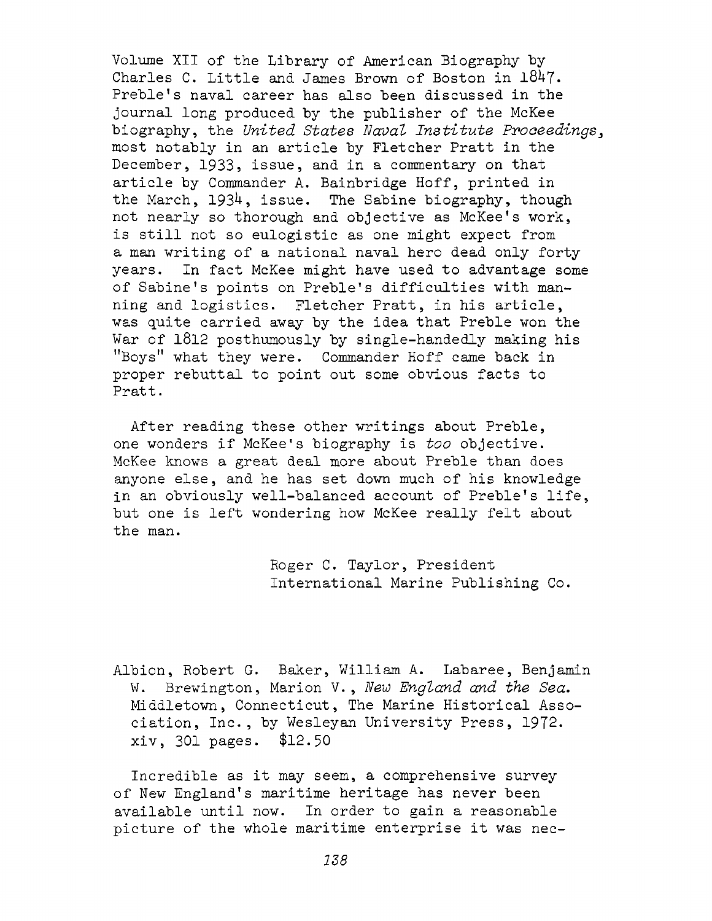Volume XII of the Library of American Biography by Charles C. Little and James Brown of Boston in 1847. Preble's naval career has also been discussed in the journal long produced by the publisher of the McKee biography, the *United States Naval Institute Proceedings*, most notably in an article by Fletcher Pratt in the December, 1933, issue, and in a commentary on that article by Commander A. Bainbridge Hoff, printed in the March, 1934, issue. The Sabine biography, though not nearly so thorough and objective as McKee's work, is still not so eulogistic as one might expect from a man writing of a national naval hero dead only forty years. In fact McKee might have used to advantage some of Sabine's points on Preble's difficulties with manning and logistics. Fletcher Pratt, in his article, was quite carried away by the idea that Preble won the War of 1812 posthumously by single-handedly making his "Boys" what they were. Commander Hoff came back in proper rebuttal to point out some obvious facts to Pratt.

After reading these other writings about Preble, one wonders if McKee's biography is *too* objective. McKee knows a great deal more about Preble than does anyone else, and he has set down much of his knowledge in an obviously well-balanced account of Preble's life, but one is left wondering how McKee really felt about the man.

Roger C. Taylor, President
International Marine Publishing Co.

Albion, Robert G. Baker, William A. Labaree, Benjamin W. Brewington, Marion V., *New England and the Sea.* Middletown, Connecticut, The Marine Historical Association, Inc., by Wesleyan University Press, 1972. xiv, 301 pages. $12.50

Incredible as it may seem, a comprehensive survey of New England's maritime heritage has never been available until now. In order to gain a reasonable picture of the whole maritime enterprise it was nec-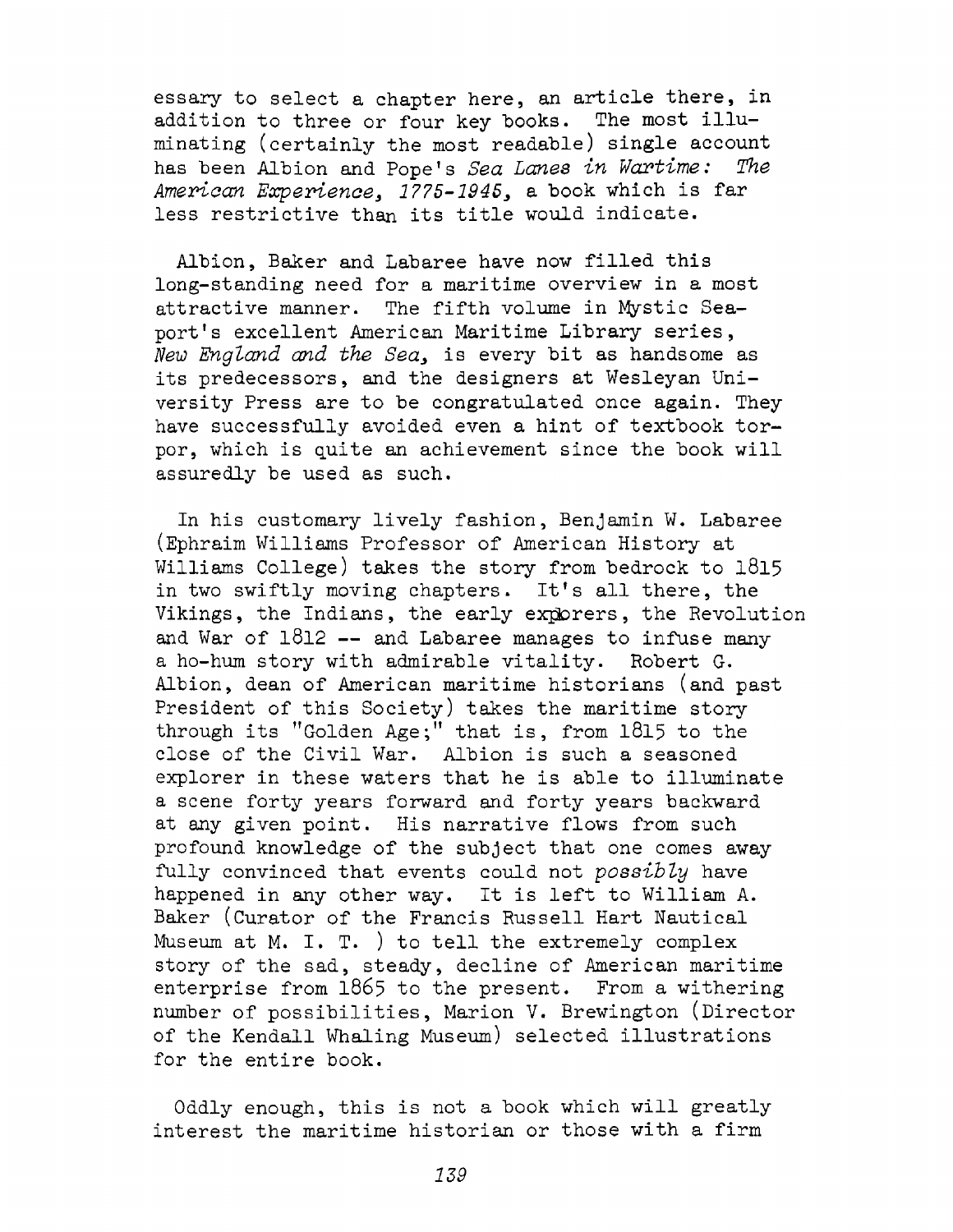essary to select a chapter here, an article there, in addition to three or four key books. The most illuminating (certainly the most readable) single account has been Albion and Pope's *Sea Lanes in Wartime: The American Experience, 1775-1945*, a book which is far less restrictive than its title would indicate.

Albion, Baker and Labaree have now filled this long-standing need for a maritime overview in a most attractive manner. The fifth volume in Mystic Seaport's excellent American Maritime Library series, *New England and the Sea*, is every bit as handsome as its predecessors, and the designers at Wesleyan University Press are to be congratulated once again. They have successfully avoided even a hint of textbook torpor, which is quite an achievement since the book will assuredly be used as such.

In his customary lively fashion, Benjamin W. Labaree (Ephraim Williams Professor of American History at Williams College) takes the story from bedrock to 1815 in two swiftly moving chapters. It's all there, the Vikings, the Indians, the early explorers, the Revolution and War of 1812 -- and Labaree manages to infuse many a ho-hum story with admirable vitality. Robert G. Albion, dean of American maritime historians (and past President of this Society) takes the maritime story through its "Golden Age;" that is, from 1815 to the close of the Civil War. Albion is such a seasoned explorer in these waters that he is able to illuminate a scene forty years forward and forty years backward at any given point. His narrative flows from such profound knowledge of the subject that one comes away fully convinced that events could not *possibly* have happened in any other way. It is left to William A. Baker (Curator of the Francis Russell Hart Nautical Museum at M. I. T. ) to tell the extremely complex story of the sad, steady, decline of American maritime enterprise from 1865 to the present. From a withering number of possibilities, Marion V. Brewington (Director of the Kendall Whaling Museum) selected illustrations for the entire book.

Oddly enough, this is not a book which will greatly interest the maritime historian or those with a firm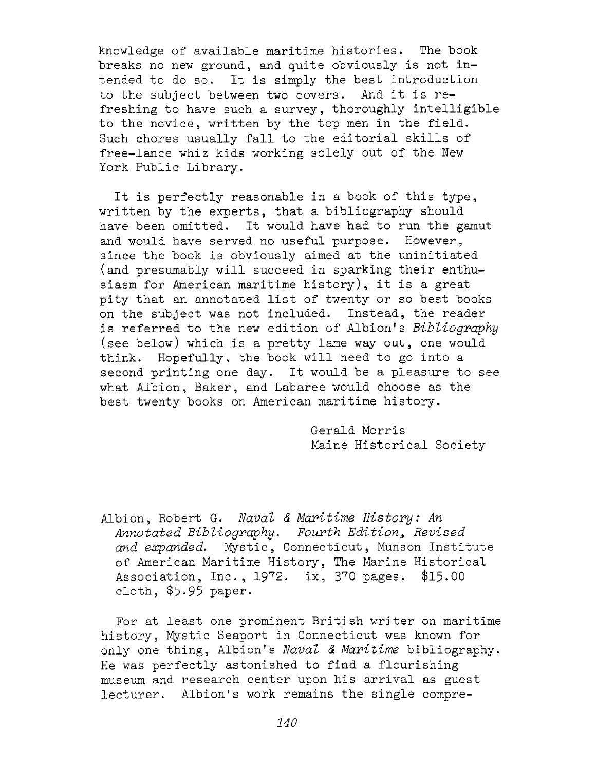knowledge of available maritime histories. The book breaks no new ground, and quite obviously is not intended to do so. It is simply the best introduction to the subject between two covers. And it is refreshing to have such a survey, thoroughly intelligible to the novice, written by the top men in the field. Such chores usually fall to the editorial skills of free-lance whiz kids working solely out of the New York Public Library.

It is perfectly reasonable in a book of this type, written by the experts, that a bibliography should have been omitted. It would have had to run the gamut and would have served no useful purpose. However, since the book is obviously aimed at the uninitiated (and presumably will succeed in sparking their enthusiasm for American maritime history), it is a great pity that an annotated list of twenty or so best books on the subject was not included. Instead, the reader is referred to the new edition of Albion's *Bibliography* (see below) which is a pretty lame way out, one would think. Hopefully, the book will need to go into a second printing one day. It would be a pleasure to see what Albion, Baker, and Labaree would choose as the best twenty books on American maritime history.

Gerald Morris
Maine Historical Society

Albion, Robert G. *Naval & Maritime History: An Annotated Bibliography. Fourth Edition, Revised and expanded.* Mystic, Connecticut, Munson Institute of American Maritime History, The Marine Historical Association, Inc., 1972. ix, 370 pages. $15.00 cloth, $5.95 paper.

For at least one prominent British writer on maritime history, Mystic Seaport in Connecticut was known for only one thing, Albion's *Naval & Maritime* bibliography. He was perfectly astonished to find a flourishing museum and research center upon his arrival as guest lecturer. Albion's work remains the single compre-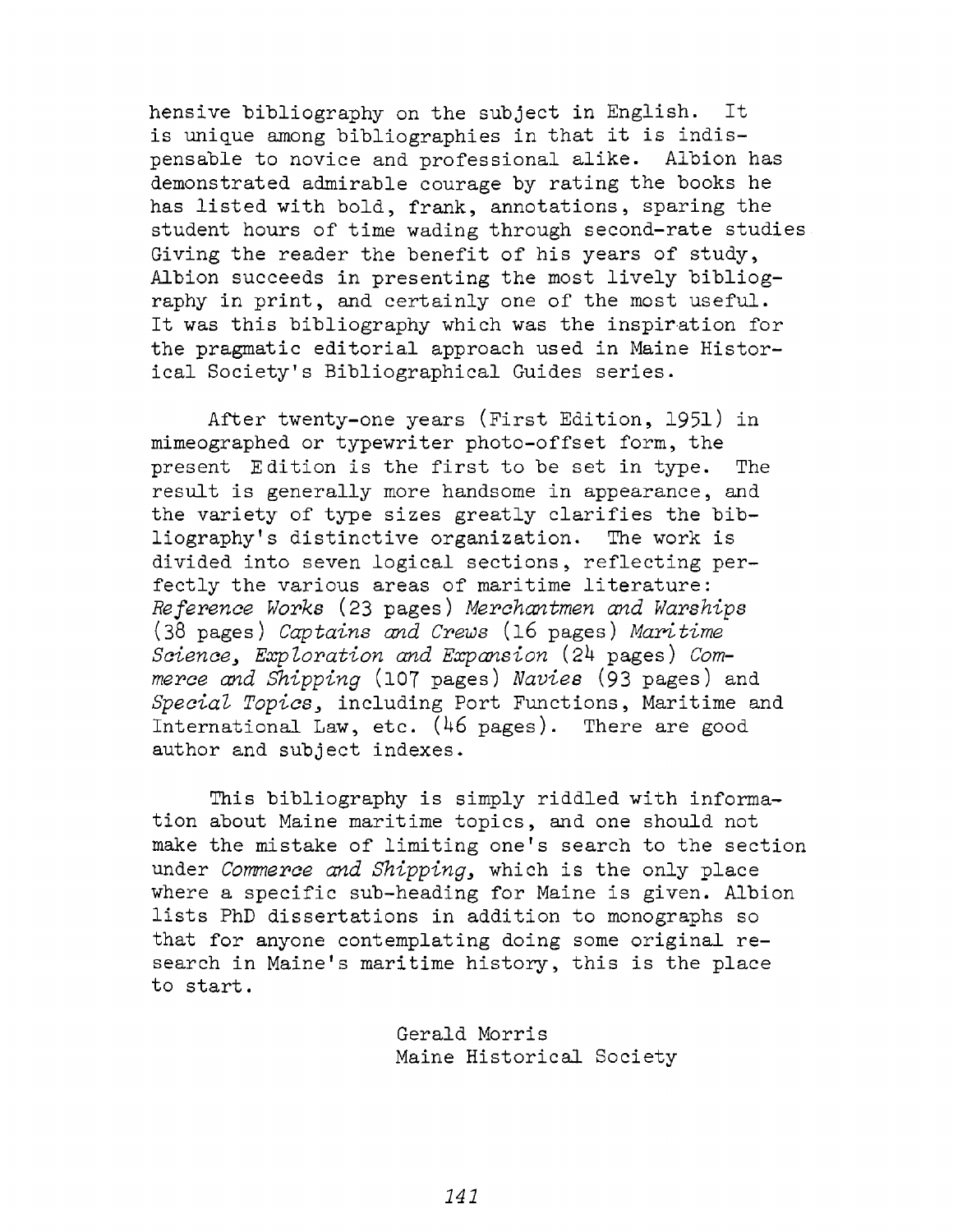hensive bibliography on the subject in English. It is unique among bibliographies in that it is indispensable to novice and professional alike. Albion has demonstrated admirable courage by rating the books he has listed with bold, frank, annotations, sparing the student hours of time wading through second-rate studies Giving the reader the benefit of his years of study, Albion succeeds in presenting the most lively bibliography in print, and certainly one of the most useful. It was this bibliography which was the inspiration for the pragmatic editorial approach used in Maine Historical Society's Bibliographical Guides series.

After twenty-one years (First Edition, 1951) in mimeographed or typewriter photo-offset form, the present Edition is the first to be set in type. The result is generally more handsome in appearance, and the variety of type sizes greatly clarifies the bibliography's distinctive organization. The work is divided into seven logical sections, reflecting perfectly the various areas of maritime literature: *Reference Works* (23 pages) *Merchantmen and Warships* (38 pages) *Captains and Crews* (16 pages) *Maritime Science, Exploration and Expansion* (24 pages) *Commerce and Shipping* (107 pages) *Navies* (93 pages) and *Special Topics*, including Port Functions, Maritime and International Law, etc. (46 pages). There are good author and subject indexes.

This bibliography is simply riddled with information about Maine maritime topics, and one should not make the mistake of limiting one's search to the section under *Commerce and Shipping*, which is the only place where a specific sub-heading for Maine is given. Albion lists PhD dissertations in addition to monographs so that for anyone contemplating doing some original research in Maine's maritime history, this is the place to start.

Gerald Morris
Maine Historical Society